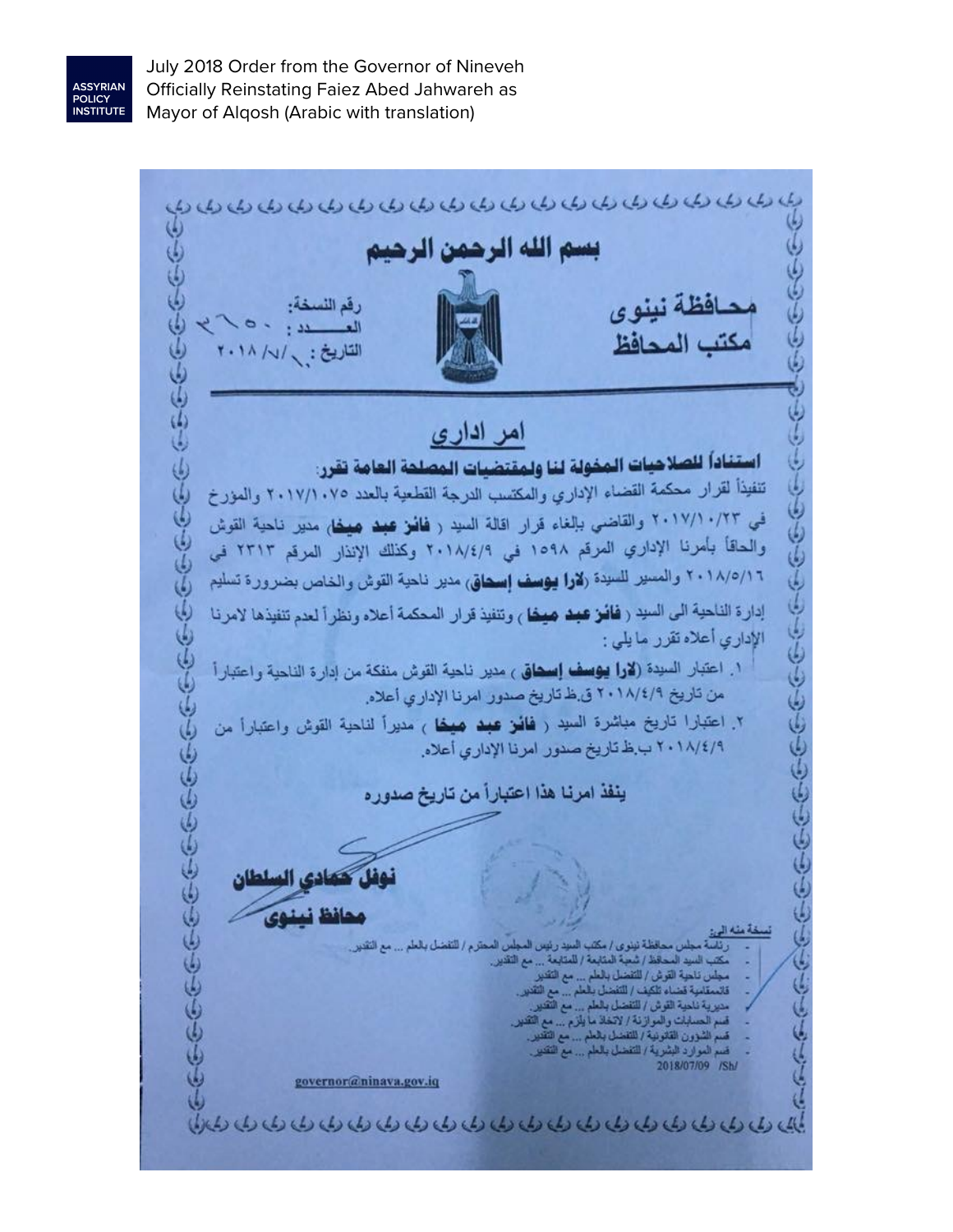July 2018 Order from the Governor of Nineveh Officially Reinstating Faiez Abed Jahwareh as Mayor of Alqosh (Arabic with translation)

بسم الله الرحمن الرحيم

محافظة نينوى
مكتب المحافظ

رقم النسخة:
العـــدد : ٢٦٥٠
التاريخ : ١٠/٧/ ٢٠١٨

## امر اداري

**استناداً للصلاحيات المخولة لنا ولمقتضيات المصلحة العامة تقرر:**

تنفيذاً لقرار محكمة القضاء الإداري والمكتسب الدرجة القطعية بالعدد ٢٠١٧/١٠٧٥ والمؤرخ في ٢٠١٧/١٠/٢٣ والقاضي بإلغاء قرار اقالة السيد ( **فائز عبد ميخا**) مدير ناحية القوش والحاقاً بأمرنا الإداري المرقم ١٥٩٨ في ٢٠١٨/٤/٩ وكذلك الإنذار المرقم ٢٣١٣ في ٢٠١٨/٥/١٦ والمسير للسيدة (**لارا يوسف إسحاق**) مدير ناحية القوش والخاص بضرورة تسليم إدارة الناحية الى السيد ( **فائز عبد ميخا** ) وتنفيذ قرار المحكمة أعلاه ونظراً لعدم تنفيذها لامرنا الإداري أعلاه تقرر ما يلي :

١. اعتبار السيدة (**لارا يوسف إسحاق** ) مدير ناحية القوش منفكة من إدارة الناحية واعتباراً من تاريخ ٢٠١٨/٤/٩ ق.ظ تاريخ صدور امرنا الإداري أعلاه.

٢. اعتبارا تاريخ مباشرة السيد ( **فائز عبد ميخا** ) مديراً لناحية القوش واعتباراً من ٢٠١٨/٤/٩ ب.ظ تاريخ صدور امرنا الإداري أعلاه.

**ينفذ امرنا هذا اعتباراً من تاريخ صدوره**

**نوفل حمادي السلطان**
**محافظ نينوى**

نسخة منه الى:
- رئاسة مجلس محافظة نينوى / مكتب السيد رئيس المجلس المحترم / للتفضل بالعلم ... مع التقدير.
- مكتب السيد المحافظ / شعبة المتابعة / للمتابعة ... مع التقدير.
- مجلس ناحية القوش / للتفضل بالعلم ... مع التقدير
- قائممقامية قضاء تلكيف / للتفضل بالعلم ... مع التقدير.
- مديرية ناحية القوش / للتفضل بالعلم ... مع التقدير.
- قسم الحسابات والموازنة / لاتخاذ ما يلزم ... مع التقدير.
- قسم الشؤون القانونية / للتفضل بالعلم ... مع التقدير.
- قسم الموارد البشرية / للتفضل بالعلم ... مع التقدير.

2018/07/09 /Sh/

governor@ninava.gov.iq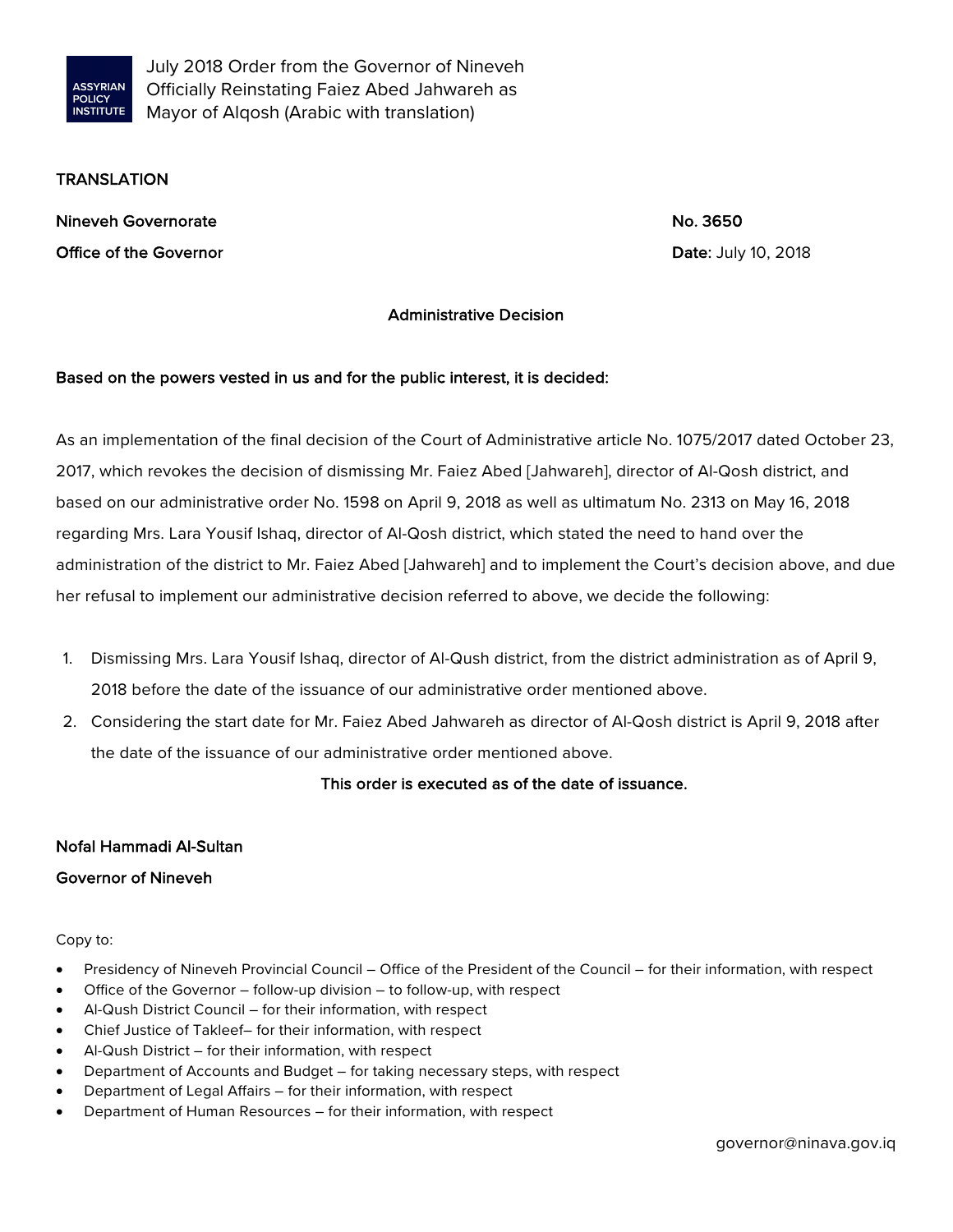July 2018 Order from the Governor of Nineveh Officially Reinstating Faiez Abed Jahwareh as Mayor of Alqosh (Arabic with translation)

**TRANSLATION**

**Nineveh Governorate** **No. 3650**

**Office of the Governor** **Date:** July 10, 2018

**Administrative Decision**

**Based on the powers vested in us and for the public interest, it is decided:**

As an implementation of the final decision of the Court of Administrative article No. 1075/2017 dated October 23, 2017, which revokes the decision of dismissing Mr. Faiez Abed [Jahwareh], director of Al-Qosh district, and based on our administrative order No. 1598 on April 9, 2018 as well as ultimatum No. 2313 on May 16, 2018 regarding Mrs. Lara Yousif Ishaq, director of Al-Qosh district, which stated the need to hand over the administration of the district to Mr. Faiez Abed [Jahwareh] and to implement the Court's decision above, and due her refusal to implement our administrative decision referred to above, we decide the following:

1. Dismissing Mrs. Lara Yousif Ishaq, director of Al-Qush district, from the district administration as of April 9, 2018 before the date of the issuance of our administrative order mentioned above.
2. Considering the start date for Mr. Faiez Abed Jahwareh as director of Al-Qosh district is April 9, 2018 after the date of the issuance of our administrative order mentioned above.

**This order is executed as of the date of issuance.**

**Nofal Hammadi Al-Sultan**

**Governor of Nineveh**

Copy to:

- Presidency of Nineveh Provincial Council – Office of the President of the Council – for their information, with respect
- Office of the Governor – follow-up division – to follow-up, with respect
- Al-Qush District Council – for their information, with respect
- Chief Justice of Takleef– for their information, with respect
- Al-Qush District – for their information, with respect
- Department of Accounts and Budget – for taking necessary steps, with respect
- Department of Legal Affairs – for their information, with respect
- Department of Human Resources – for their information, with respect

governor@ninava.gov.iq